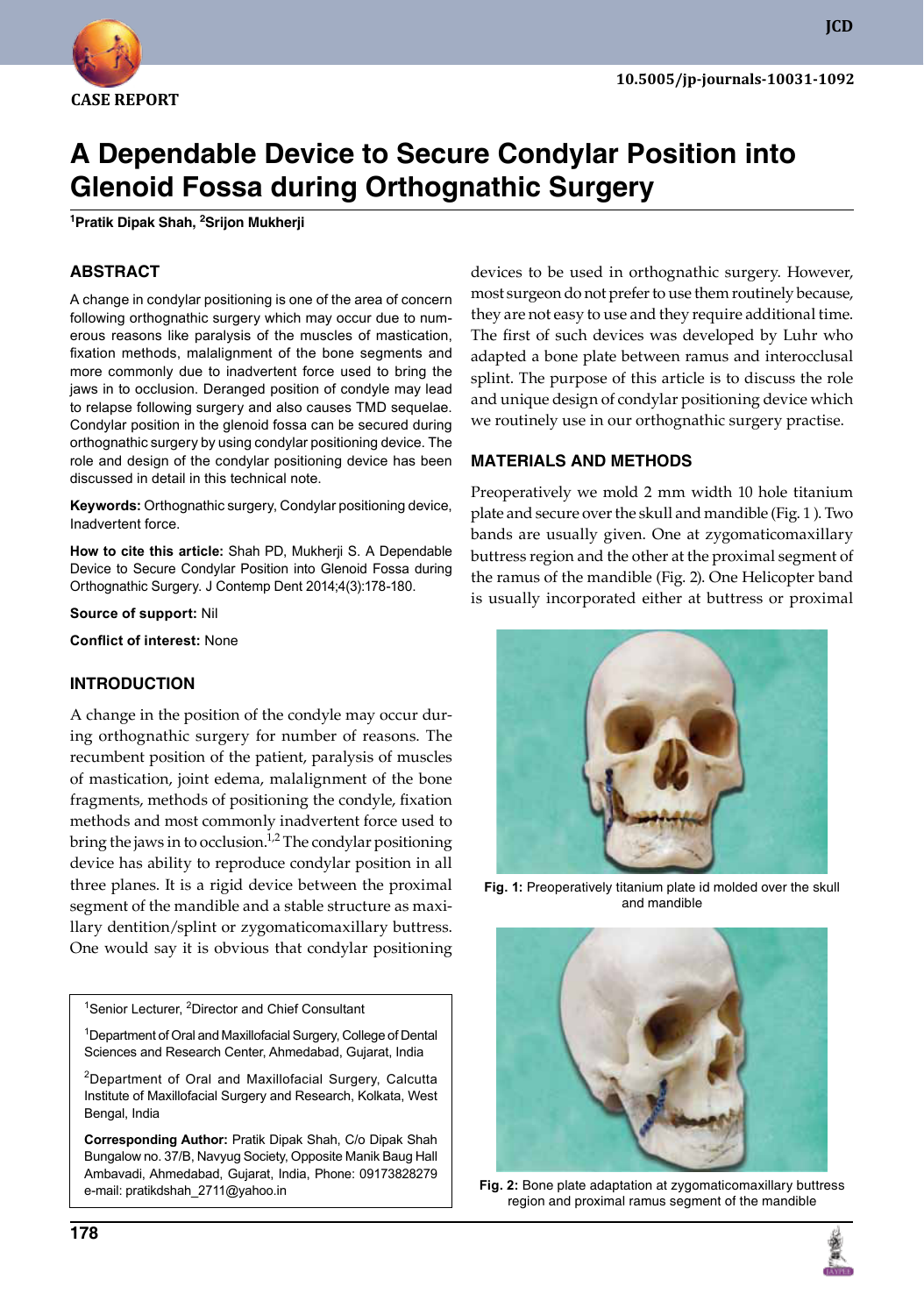CASE REPORT

10.5005/jp-journals-10031-1092

# A Dependable Device to Secure Condylar Position into Glenoid Fossa during Orthognathic Surgery

[1]Pratik Dipak Shah, [2]Srijon Mukherji

## ABSTRACT

A change in condylar positioning is one of the area of concern following orthognathic surgery which may occur due to numerous reasons like paralysis of the muscles of mastication, fixation methods, malalignment of the bone segments and more commonly due to inadvertent force used to bring the jaws in to occlusion. Deranged position of condyle may lead to relapse following surgery and also causes TMD sequelae. Condylar position in the glenoid fossa can be secured during orthognathic surgery by using condylar positioning device. The role and design of the condylar positioning device has been discussed in detail in this technical note.

**Keywords:** Orthognathic surgery, Condylar positioning device, Inadvertent force.

**How to cite this article:** Shah PD, Mukherji S. A Dependable Device to Secure Condylar Position into Glenoid Fossa during Orthognathic Surgery. J Contemp Dent 2014;4(3):178-180.

**Source of support:** Nil

**Conflict of interest:** None

## INTRODUCTION

A change in the position of the condyle may occur during orthognathic surgery for number of reasons. The recumbent position of the patient, paralysis of muscles of mastication, joint edema, malalignment of the bone fragments, methods of positioning the condyle, fixation methods and most commonly inadvertent force used to bring the jaws in to occlusion.[1,2] The condylar positioning device has ability to reproduce condylar position in all three planes. It is a rigid device between the proximal segment of the mandible and a stable structure as maxillary dentition/splint or zygomaticomaxillary buttress. One would say it is obvious that condylar positioning devices to be used in orthognathic surgery. However, most surgeon do not prefer to use them routinely because, they are not easy to use and they require additional time. The first of such devices was developed by Luhr who adapted a bone plate between ramus and interocclusal splint. The purpose of this article is to discuss the role and unique design of condylar positioning device which we routinely use in our orthognathic surgery practise.

## MATERIALS AND METHODS

Preoperatively we mold 2 mm width 10 hole titanium plate and secure over the skull and mandible (Fig. 1 ). Two bands are usually given. One at zygomaticomaxillary buttress region and the other at the proximal segment of the ramus of the mandible (Fig. 2). One Helicopter band is usually incorporated either at buttress or proximal

**Fig. 1:** Preoperatively titanium plate id molded over the skull and mandible

**Fig. 2:** Bone plate adaptation at zygomaticomaxillary buttress region and proximal ramus segment of the mandible

---

[1]Senior Lecturer, [2]Director and Chief Consultant

[1]Department of Oral and Maxillofacial Surgery, College of Dental Sciences and Research Center, Ahmedabad, Gujarat, India

[2]Department of Oral and Maxillofacial Surgery, Calcutta Institute of Maxillofacial Surgery and Research, Kolkata, West Bengal, India

**Corresponding Author:** Pratik Dipak Shah, C/o Dipak Shah Bungalow no. 37/B, Navyug Society, Opposite Manik Baug Hall Ambavadi, Ahmedabad, Gujarat, India, Phone: 09173828279 e-mail: pratikdshah_2711@yahoo.in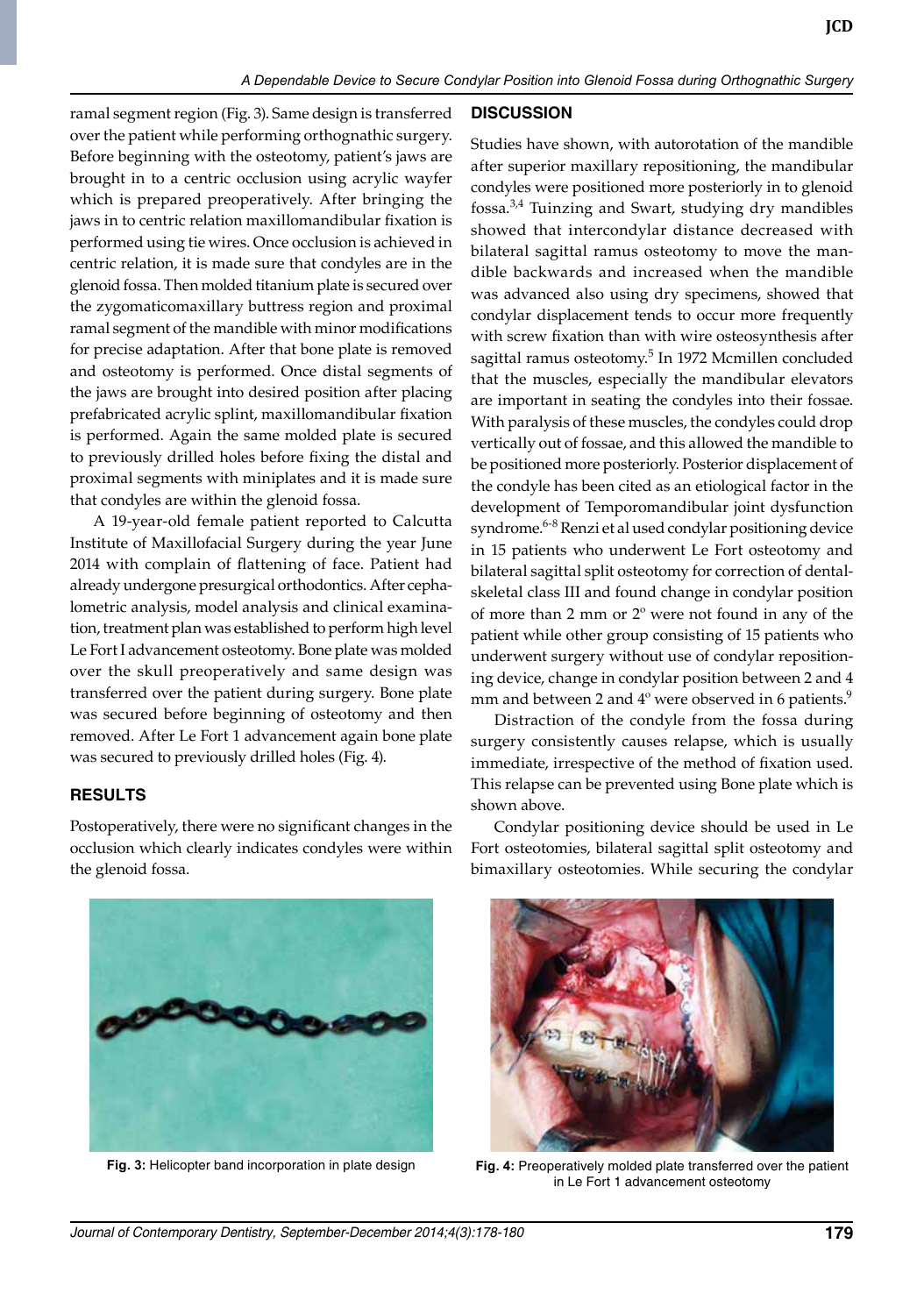ramal segment region (Fig. 3). Same design is transferred over the patient while performing orthognathic surgery. Before beginning with the osteotomy, patient's jaws are brought in to a centric occlusion using acrylic wayfer which is prepared preoperatively. After bringing the jaws in to centric relation maxillomandibular fixation is performed using tie wires. Once occlusion is achieved in centric relation, it is made sure that condyles are in the glenoid fossa. Then molded titanium plate is secured over the zygomaticomaxillary buttress region and proximal ramal segment of the mandible with minor modifications for precise adaptation. After that bone plate is removed and osteotomy is performed. Once distal segments of the jaws are brought into desired position after placing prefabricated acrylic splint, maxillomandibular fixation is performed. Again the same molded plate is secured to previously drilled holes before fixing the distal and proximal segments with miniplates and it is made sure that condyles are within the glenoid fossa.

A 19-year-old female patient reported to Calcutta Institute of Maxillofacial Surgery during the year June 2014 with complain of flattening of face. Patient had already undergone presurgical orthodontics. After cephalometric analysis, model analysis and clinical examination, treatment plan was established to perform high level Le Fort I advancement osteotomy. Bone plate was molded over the skull preoperatively and same design was transferred over the patient during surgery. Bone plate was secured before beginning of osteotomy and then removed. After Le Fort 1 advancement again bone plate was secured to previously drilled holes (Fig. 4).

## RESULTS

Postoperatively, there were no significant changes in the occlusion which clearly indicates condyles were within the glenoid fossa.

**Fig. 3:** Helicopter band incorporation in plate design

## DISCUSSION

Studies have shown, with autorotation of the mandible after superior maxillary repositioning, the mandibular condyles were positioned more posteriorly in to glenoid fossa.[3,4] Tuinzing and Swart, studying dry mandibles showed that intercondylar distance decreased with bilateral sagittal ramus osteotomy to move the mandible backwards and increased when the mandible was advanced also using dry specimens, showed that condylar displacement tends to occur more frequently with screw fixation than with wire osteosynthesis after sagittal ramus osteotomy.[5] In 1972 Mcmillen concluded that the muscles, especially the mandibular elevators are important in seating the condyles into their fossae. With paralysis of these muscles, the condyles could drop vertically out of fossae, and this allowed the mandible to be positioned more posteriorly. Posterior displacement of the condyle has been cited as an etiological factor in the development of Temporomandibular joint dysfunction syndrome.[6-8] Renzi et al used condylar positioning device in 15 patients who underwent Le Fort osteotomy and bilateral sagittal split osteotomy for correction of dental-skeletal class III and found change in condylar position of more than 2 mm or 2° were not found in any of the patient while other group consisting of 15 patients who underwent surgery without use of condylar repositioning device, change in condylar position between 2 and 4 mm and between 2 and 4° were observed in 6 patients.[9]

Distraction of the condyle from the fossa during surgery consistently causes relapse, which is usually immediate, irrespective of the method of fixation used. This relapse can be prevented using Bone plate which is shown above.

Condylar positioning device should be used in Le Fort osteotomies, bilateral sagittal split osteotomy and bimaxillary osteotomies. While securing the condylar

**Fig. 4:** Preoperatively molded plate transferred over the patient in Le Fort 1 advancement osteotomy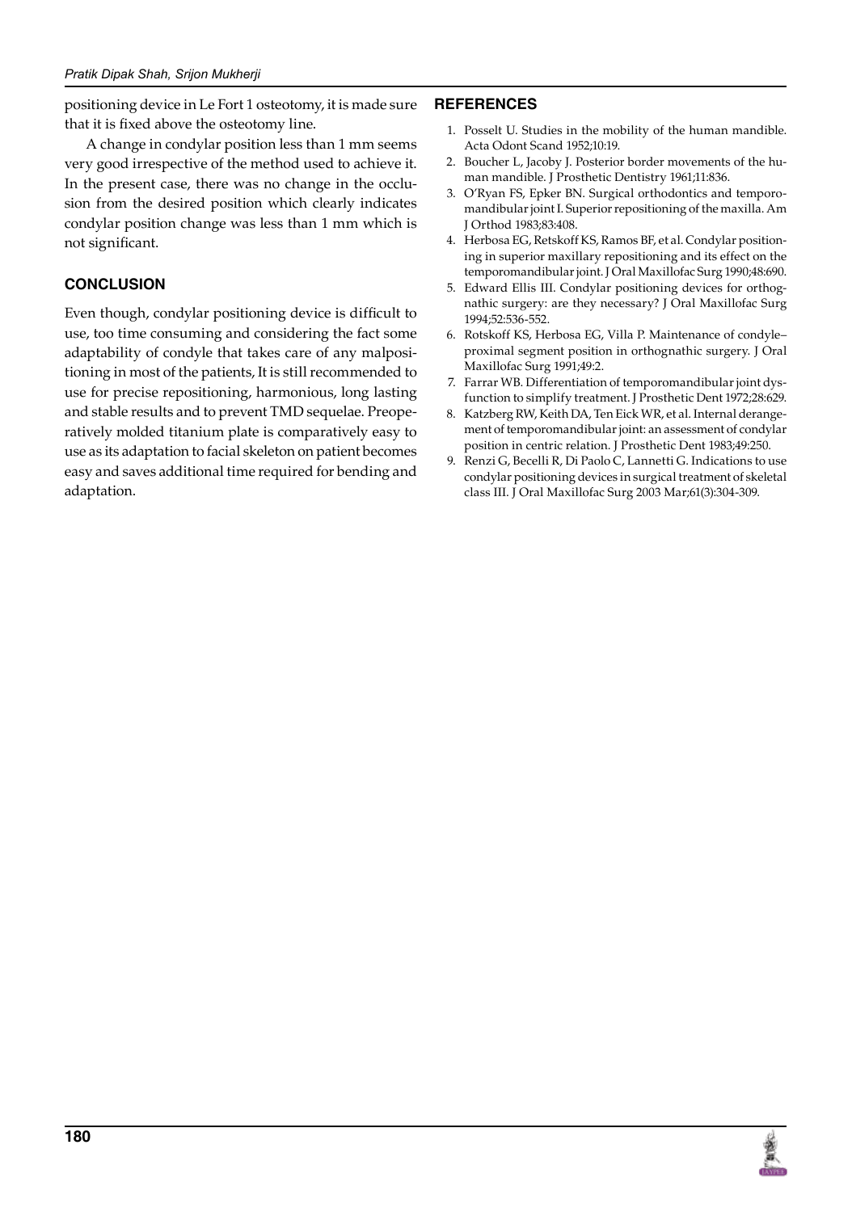positioning device in Le Fort 1 osteotomy, it is made sure that it is fixed above the osteotomy line.

A change in condylar position less than 1 mm seems very good irrespective of the method used to achieve it. In the present case, there was no change in the occlusion from the desired position which clearly indicates condylar position change was less than 1 mm which is not significant.

## CONCLUSION

Even though, condylar positioning device is difficult to use, too time consuming and considering the fact some adaptability of condyle that takes care of any malpositioning in most of the patients, It is still recommended to use for precise repositioning, harmonious, long lasting and stable results and to prevent TMD sequelae. Preoperatively molded titanium plate is comparatively easy to use as its adaptation to facial skeleton on patient becomes easy and saves additional time required for bending and adaptation.

## REFERENCES

1. Posselt U. Studies in the mobility of the human mandible. Acta Odont Scand 1952;10:19.
2. Boucher L, Jacoby J. Posterior border movements of the human mandible. J Prosthetic Dentistry 1961;11:836.
3. O'Ryan FS, Epker BN. Surgical orthodontics and temporomandibular joint I. Superior repositioning of the maxilla. Am J Orthod 1983;83:408.
4. Herbosa EG, Retskoff KS, Ramos BF, et al. Condylar positioning in superior maxillary repositioning and its effect on the temporomandibular joint. J Oral Maxillofac Surg 1990;48:690.
5. Edward Ellis III. Condylar positioning devices for orthognathic surgery: are they necessary? J Oral Maxillofac Surg 1994;52:536-552.
6. Rotskoff KS, Herbosa EG, Villa P. Maintenance of condyle–proximal segment position in orthognathic surgery. J Oral Maxillofac Surg 1991;49:2.
7. Farrar WB. Differentiation of temporomandibular joint dysfunction to simplify treatment. J Prosthetic Dent 1972;28:629.
8. Katzberg RW, Keith DA, Ten Eick WR, et al. Internal derangement of temporomandibular joint: an assessment of condylar position in centric relation. J Prosthetic Dent 1983;49:250.
9. Renzi G, Becelli R, Di Paolo C, Lannetti G. Indications to use condylar positioning devices in surgical treatment of skeletal class III. J Oral Maxillofac Surg 2003 Mar;61(3):304-309.